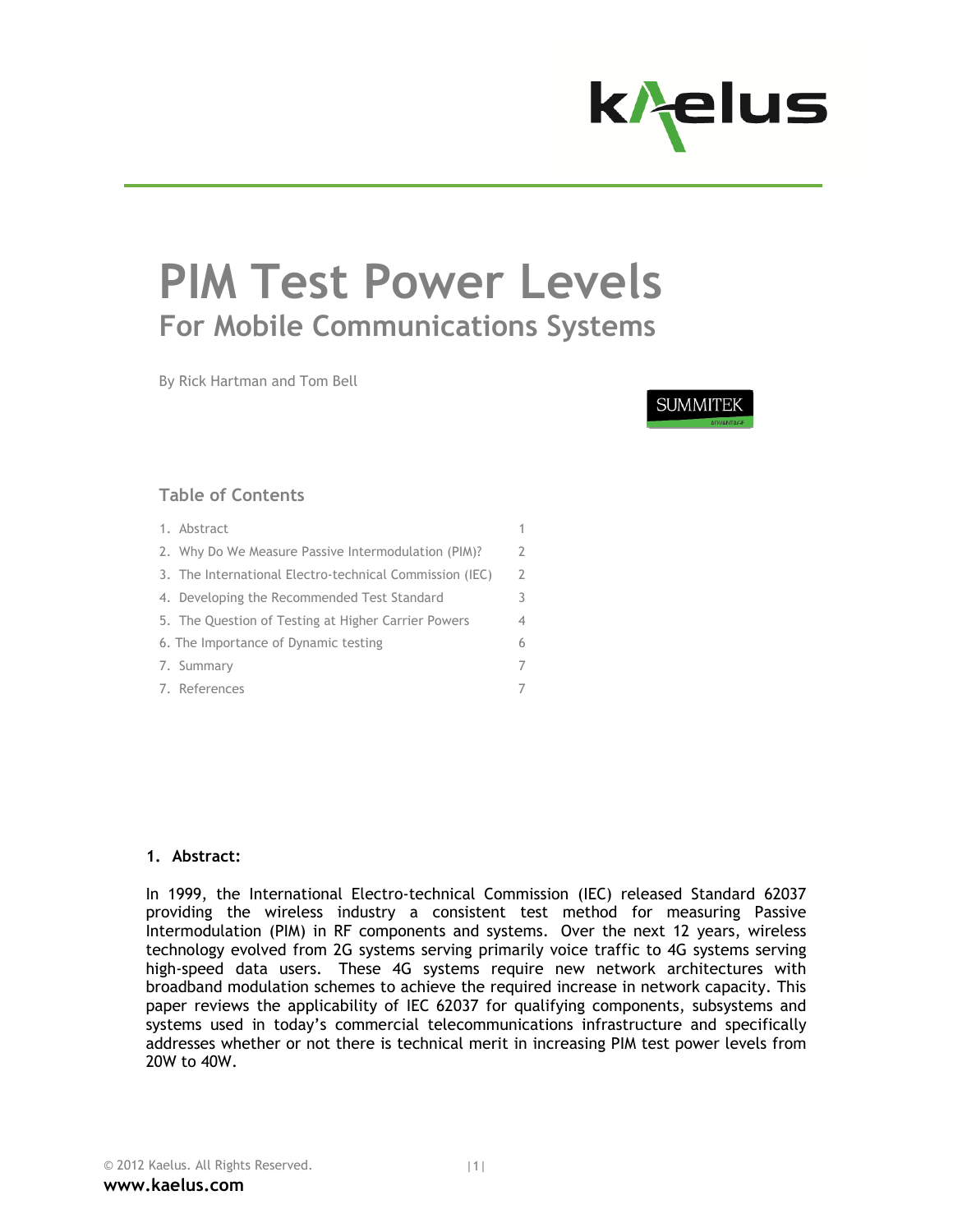# PIM Test Power Levels

## For Mobile Communications Systems

By Rick Hartman and Tom Bell

### Table of Contents

| | |
|---|---|
| 1. Abstract | 1 |
| 2. Why Do We Measure Passive Intermodulation (PIM)? | 2 |
| 3. The International Electro-technical Commission (IEC) | 2 |
| 4. Developing the Recommended Test Standard | 3 |
| 5. The Question of Testing at Higher Carrier Powers | 4 |
| 6. The Importance of Dynamic testing | 6 |
| 7. Summary | 7 |
| 7. References | 7 |

### 1. Abstract:

In 1999, the International Electro-technical Commission (IEC) released Standard 62037 providing the wireless industry a consistent test method for measuring Passive Intermodulation (PIM) in RF components and systems. Over the next 12 years, wireless technology evolved from 2G systems serving primarily voice traffic to 4G systems serving high-speed data users. These 4G systems require new network architectures with broadband modulation schemes to achieve the required increase in network capacity. This paper reviews the applicability of IEC 62037 for qualifying components, subsystems and systems used in today's commercial telecommunications infrastructure and specifically addresses whether or not there is technical merit in increasing PIM test power levels from 20W to 40W.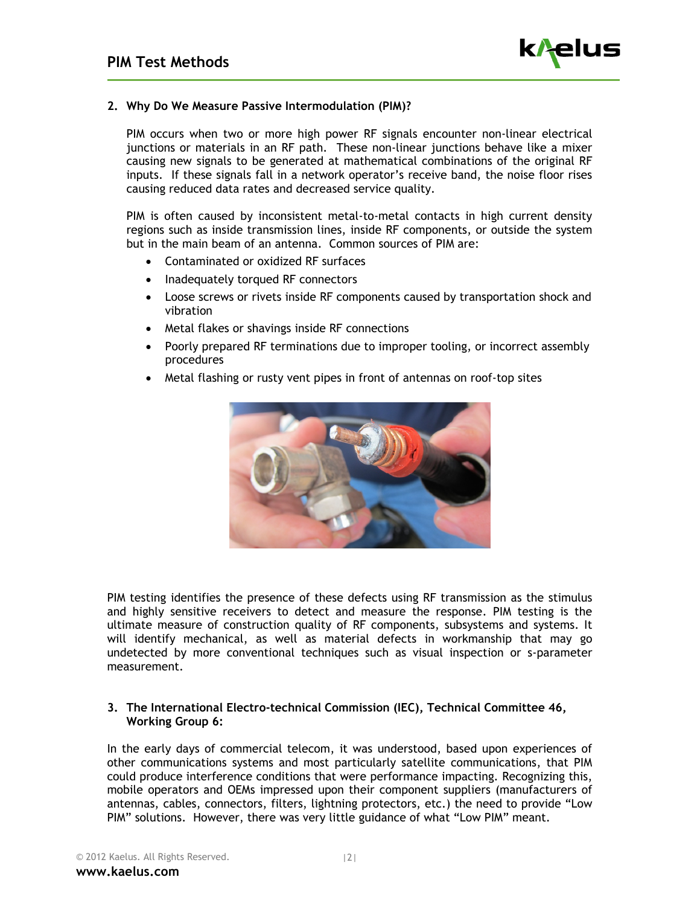## 2. Why Do We Measure Passive Intermodulation (PIM)?

PIM occurs when two or more high power RF signals encounter non-linear electrical junctions or materials in an RF path. These non-linear junctions behave like a mixer causing new signals to be generated at mathematical combinations of the original RF inputs. If these signals fall in a network operator's receive band, the noise floor rises causing reduced data rates and decreased service quality.

PIM is often caused by inconsistent metal-to-metal contacts in high current density regions such as inside transmission lines, inside RF components, or outside the system but in the main beam of an antenna. Common sources of PIM are:

- Contaminated or oxidized RF surfaces
- Inadequately torqued RF connectors
- Loose screws or rivets inside RF components caused by transportation shock and vibration
- Metal flakes or shavings inside RF connections
- Poorly prepared RF terminations due to improper tooling, or incorrect assembly procedures
- Metal flashing or rusty vent pipes in front of antennas on roof-top sites

PIM testing identifies the presence of these defects using RF transmission as the stimulus and highly sensitive receivers to detect and measure the response. PIM testing is the ultimate measure of construction quality of RF components, subsystems and systems. It will identify mechanical, as well as material defects in workmanship that may go undetected by more conventional techniques such as visual inspection or s-parameter measurement.

## 3. The International Electro-technical Commission (IEC), Technical Committee 46, Working Group 6:

In the early days of commercial telecom, it was understood, based upon experiences of other communications systems and most particularly satellite communications, that PIM could produce interference conditions that were performance impacting. Recognizing this, mobile operators and OEMs impressed upon their component suppliers (manufacturers of antennas, cables, connectors, filters, lightning protectors, etc.) the need to provide "Low PIM" solutions. However, there was very little guidance of what "Low PIM" meant.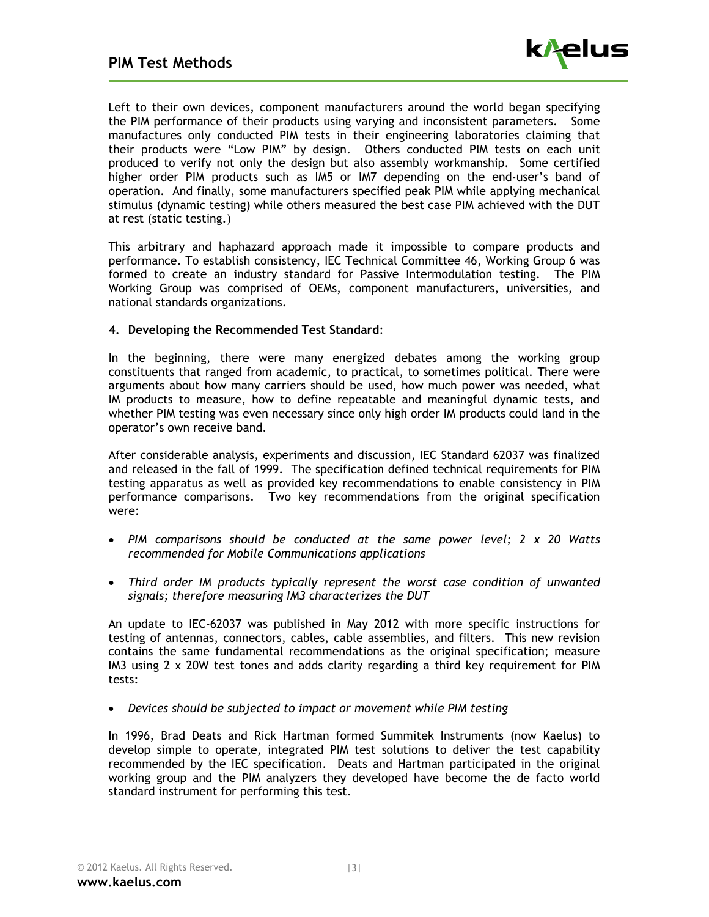Left to their own devices, component manufacturers around the world began specifying the PIM performance of their products using varying and inconsistent parameters. Some manufactures only conducted PIM tests in their engineering laboratories claiming that their products were "Low PIM" by design. Others conducted PIM tests on each unit produced to verify not only the design but also assembly workmanship. Some certified higher order PIM products such as IM5 or IM7 depending on the end-user's band of operation. And finally, some manufacturers specified peak PIM while applying mechanical stimulus (dynamic testing) while others measured the best case PIM achieved with the DUT at rest (static testing.)

This arbitrary and haphazard approach made it impossible to compare products and performance. To establish consistency, IEC Technical Committee 46, Working Group 6 was formed to create an industry standard for Passive Intermodulation testing. The PIM Working Group was comprised of OEMs, component manufacturers, universities, and national standards organizations.

**4. Developing the Recommended Test Standard**:

In the beginning, there were many energized debates among the working group constituents that ranged from academic, to practical, to sometimes political. There were arguments about how many carriers should be used, how much power was needed, what IM products to measure, how to define repeatable and meaningful dynamic tests, and whether PIM testing was even necessary since only high order IM products could land in the operator's own receive band.

After considerable analysis, experiments and discussion, IEC Standard 62037 was finalized and released in the fall of 1999. The specification defined technical requirements for PIM testing apparatus as well as provided key recommendations to enable consistency in PIM performance comparisons. Two key recommendations from the original specification were:

- *PIM comparisons should be conducted at the same power level; 2 x 20 Watts recommended for Mobile Communications applications*
- *Third order IM products typically represent the worst case condition of unwanted signals; therefore measuring IM3 characterizes the DUT*

An update to IEC-62037 was published in May 2012 with more specific instructions for testing of antennas, connectors, cables, cable assemblies, and filters. This new revision contains the same fundamental recommendations as the original specification; measure IM3 using 2 x 20W test tones and adds clarity regarding a third key requirement for PIM tests:

- *Devices should be subjected to impact or movement while PIM testing*

In 1996, Brad Deats and Rick Hartman formed Summitek Instruments (now Kaelus) to develop simple to operate, integrated PIM test solutions to deliver the test capability recommended by the IEC specification. Deats and Hartman participated in the original working group and the PIM analyzers they developed have become the de facto world standard instrument for performing this test.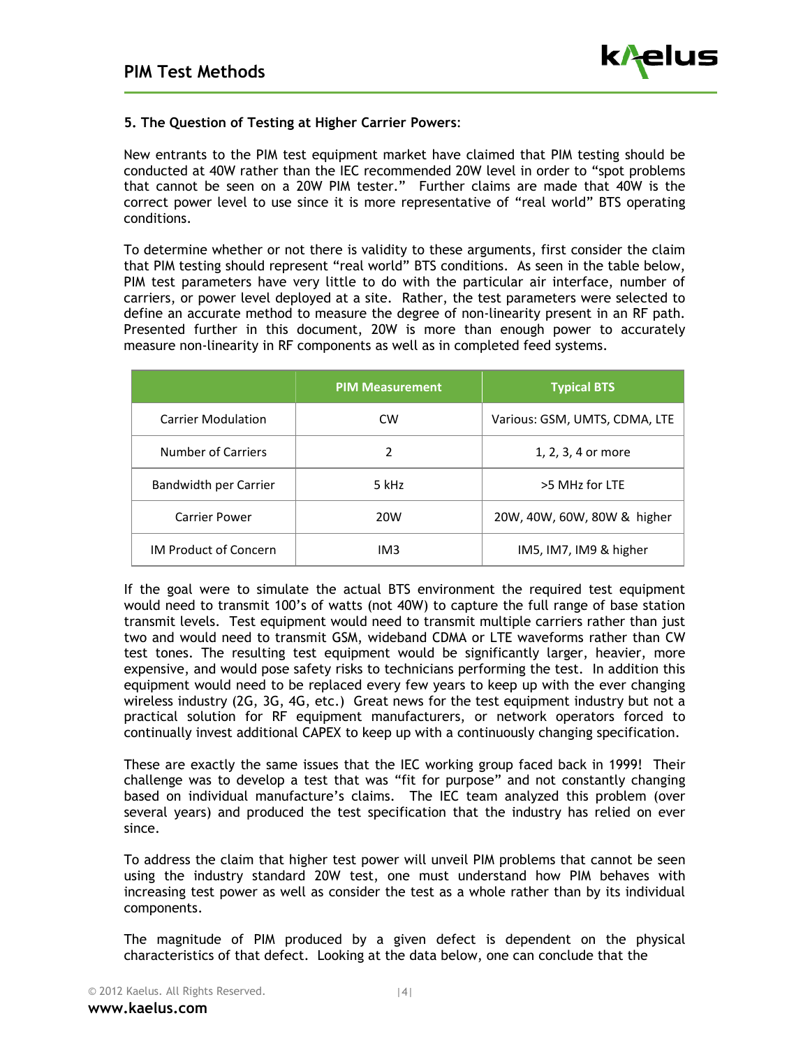**5. The Question of Testing at Higher Carrier Powers**:

New entrants to the PIM test equipment market have claimed that PIM testing should be conducted at 40W rather than the IEC recommended 20W level in order to "spot problems that cannot be seen on a 20W PIM tester." Further claims are made that 40W is the correct power level to use since it is more representative of "real world" BTS operating conditions.

To determine whether or not there is validity to these arguments, first consider the claim that PIM testing should represent "real world" BTS conditions. As seen in the table below, PIM test parameters have very little to do with the particular air interface, number of carriers, or power level deployed at a site. Rather, the test parameters were selected to define an accurate method to measure the degree of non-linearity present in an RF path. Presented further in this document, 20W is more than enough power to accurately measure non-linearity in RF components as well as in completed feed systems.

| | PIM Measurement | Typical BTS |
|---|---|---|
| Carrier Modulation | CW | Various: GSM, UMTS, CDMA, LTE |
| Number of Carriers | 2 | 1, 2, 3, 4 or more |
| Bandwidth per Carrier | 5 kHz | >5 MHz for LTE |
| Carrier Power | 20W | 20W, 40W, 60W, 80W & higher |
| IM Product of Concern | IM3 | IM5, IM7, IM9 & higher |

If the goal were to simulate the actual BTS environment the required test equipment would need to transmit 100's of watts (not 40W) to capture the full range of base station transmit levels. Test equipment would need to transmit multiple carriers rather than just two and would need to transmit GSM, wideband CDMA or LTE waveforms rather than CW test tones. The resulting test equipment would be significantly larger, heavier, more expensive, and would pose safety risks to technicians performing the test. In addition this equipment would need to be replaced every few years to keep up with the ever changing wireless industry (2G, 3G, 4G, etc.) Great news for the test equipment industry but not a practical solution for RF equipment manufacturers, or network operators forced to continually invest additional CAPEX to keep up with a continuously changing specification.

These are exactly the same issues that the IEC working group faced back in 1999! Their challenge was to develop a test that was "fit for purpose" and not constantly changing based on individual manufacture's claims. The IEC team analyzed this problem (over several years) and produced the test specification that the industry has relied on ever since.

To address the claim that higher test power will unveil PIM problems that cannot be seen using the industry standard 20W test, one must understand how PIM behaves with increasing test power as well as consider the test as a whole rather than by its individual components.

The magnitude of PIM produced by a given defect is dependent on the physical characteristics of that defect. Looking at the data below, one can conclude that the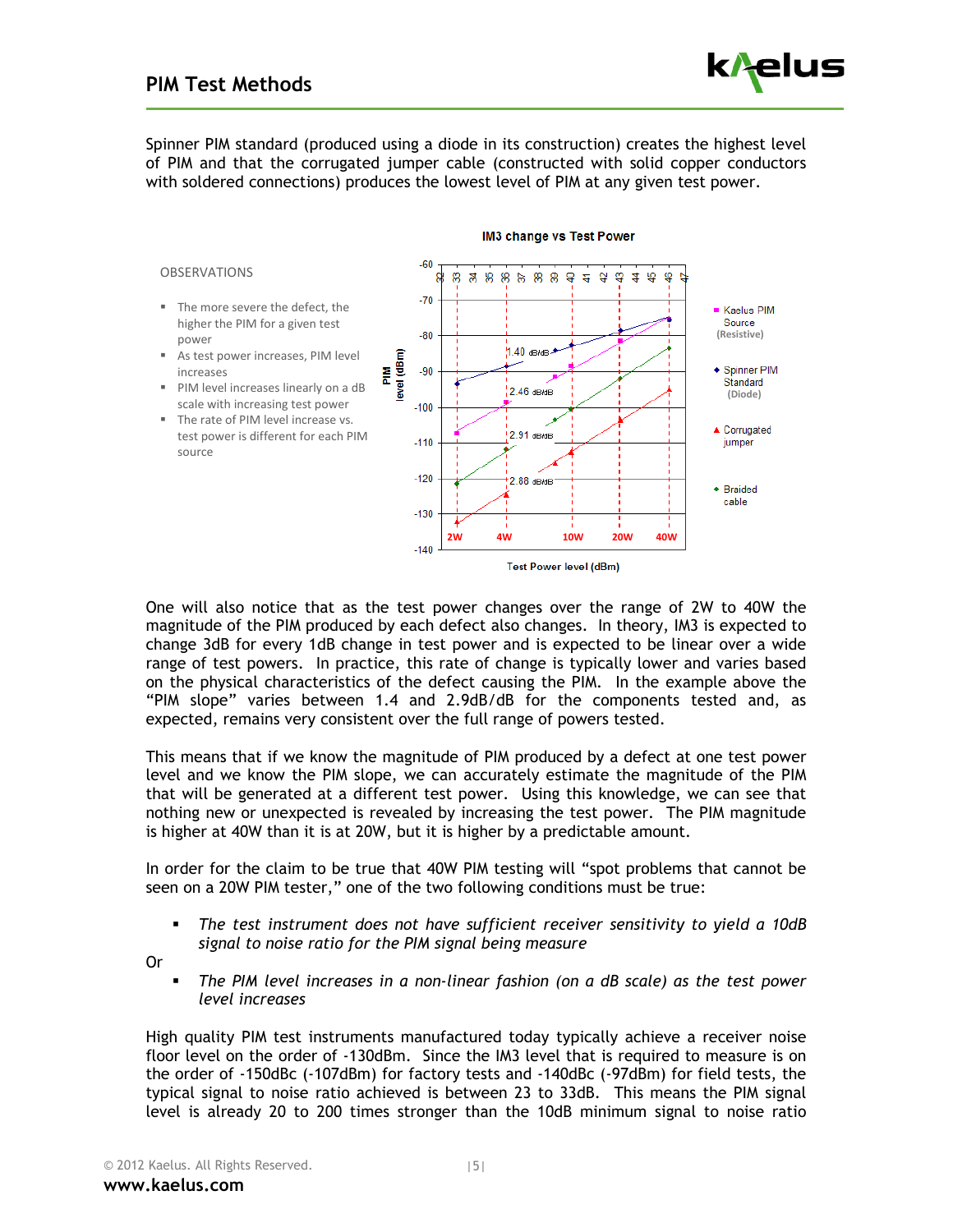Spinner PIM standard (produced using a diode in its construction) creates the highest level of PIM and that the corrugated jumper cable (constructed with solid copper conductors with soldered connections) produces the lowest level of PIM at any given test power.

OBSERVATIONS

- The more severe the defect, the higher the PIM for a given test power
- As test power increases, PIM level increases
- PIM level increases linearly on a dB scale with increasing test power
- The rate of PIM level increase vs. test power is different for each PIM source

One will also notice that as the test power changes over the range of 2W to 40W the magnitude of the PIM produced by each defect also changes. In theory, IM3 is expected to change 3dB for every 1dB change in test power and is expected to be linear over a wide range of test powers. In practice, this rate of change is typically lower and varies based on the physical characteristics of the defect causing the PIM. In the example above the "PIM slope" varies between 1.4 and 2.9dB/dB for the components tested and, as expected, remains very consistent over the full range of powers tested.

This means that if we know the magnitude of PIM produced by a defect at one test power level and we know the PIM slope, we can accurately estimate the magnitude of the PIM that will be generated at a different test power. Using this knowledge, we can see that nothing new or unexpected is revealed by increasing the test power. The PIM magnitude is higher at 40W than it is at 20W, but it is higher by a predictable amount.

In order for the claim to be true that 40W PIM testing will "spot problems that cannot be seen on a 20W PIM tester," one of the two following conditions must be true:

- *The test instrument does not have sufficient receiver sensitivity to yield a 10dB signal to noise ratio for the PIM signal being measure*

Or

- *The PIM level increases in a non-linear fashion (on a dB scale) as the test power level increases*

High quality PIM test instruments manufactured today typically achieve a receiver noise floor level on the order of -130dBm. Since the IM3 level that is required to measure is on the order of -150dBc (-107dBm) for factory tests and -140dBc (-97dBm) for field tests, the typical signal to noise ratio achieved is between 23 to 33dB. This means the PIM signal level is already 20 to 200 times stronger than the 10dB minimum signal to noise ratio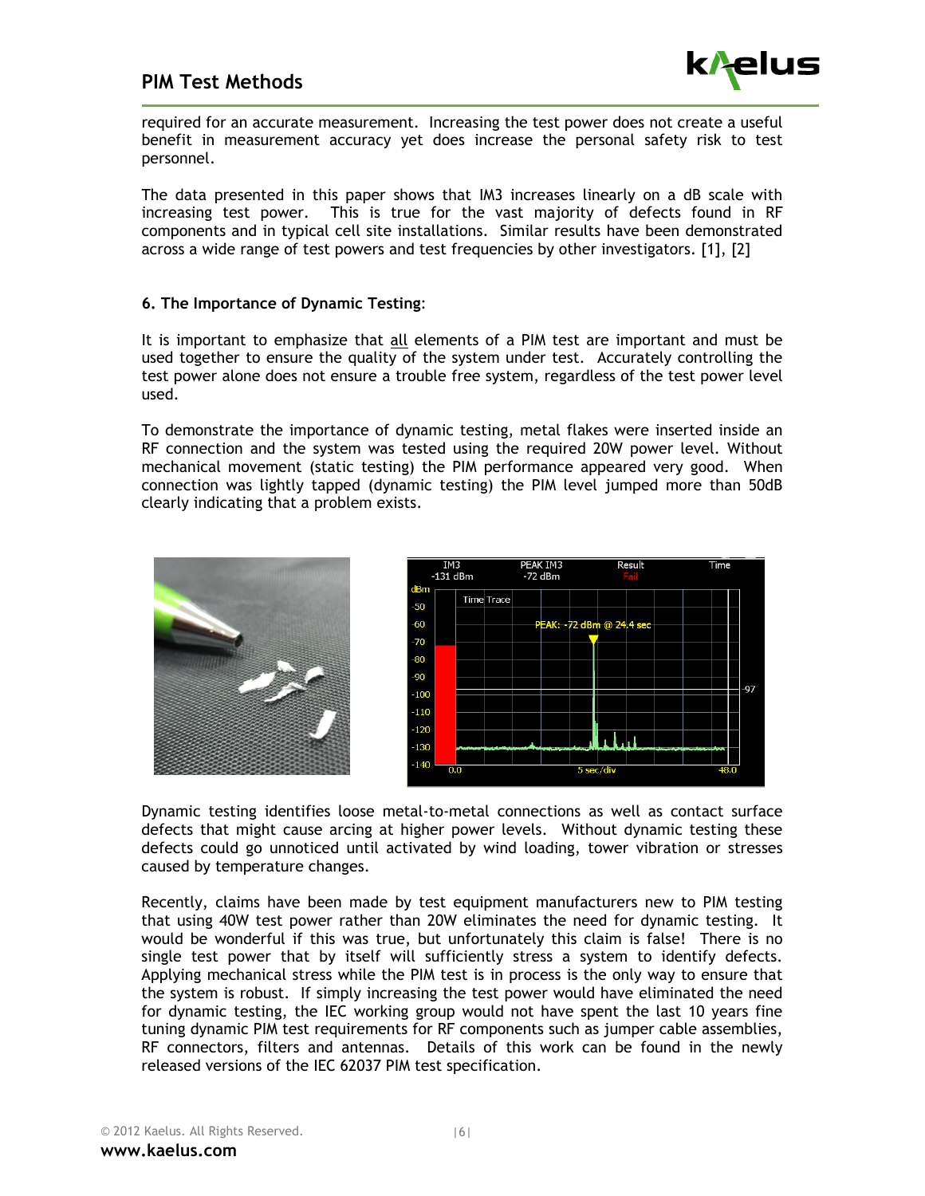required for an accurate measurement. Increasing the test power does not create a useful benefit in measurement accuracy yet does increase the personal safety risk to test personnel.

The data presented in this paper shows that IM3 increases linearly on a dB scale with increasing test power. This is true for the vast majority of defects found in RF components and in typical cell site installations. Similar results have been demonstrated across a wide range of test powers and test frequencies by other investigators. [1], [2]

### 6. The Importance of Dynamic Testing:

It is important to emphasize that all elements of a PIM test are important and must be used together to ensure the quality of the system under test. Accurately controlling the test power alone does not ensure a trouble free system, regardless of the test power level used.

To demonstrate the importance of dynamic testing, metal flakes were inserted inside an RF connection and the system was tested using the required 20W power level. Without mechanical movement (static testing) the PIM performance appeared very good. When connection was lightly tapped (dynamic testing) the PIM level jumped more than 50dB clearly indicating that a problem exists.

Dynamic testing identifies loose metal-to-metal connections as well as contact surface defects that might cause arcing at higher power levels. Without dynamic testing these defects could go unnoticed until activated by wind loading, tower vibration or stresses caused by temperature changes.

Recently, claims have been made by test equipment manufacturers new to PIM testing that using 40W test power rather than 20W eliminates the need for dynamic testing. It would be wonderful if this was true, but unfortunately this claim is false! There is no single test power that by itself will sufficiently stress a system to identify defects. Applying mechanical stress while the PIM test is in process is the only way to ensure that the system is robust. If simply increasing the test power would have eliminated the need for dynamic testing, the IEC working group would not have spent the last 10 years fine tuning dynamic PIM test requirements for RF components such as jumper cable assemblies, RF connectors, filters and antennas. Details of this work can be found in the newly released versions of the IEC 62037 PIM test specification.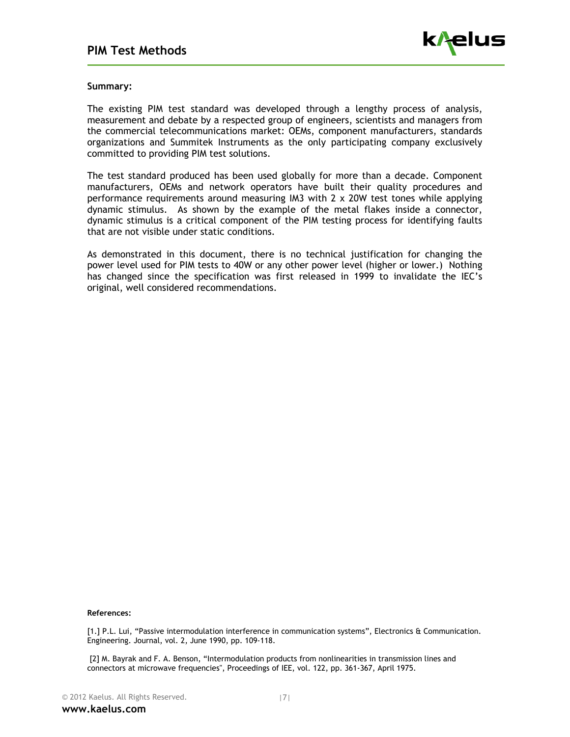**Summary:**

The existing PIM test standard was developed through a lengthy process of analysis, measurement and debate by a respected group of engineers, scientists and managers from the commercial telecommunications market: OEMs, component manufacturers, standards organizations and Summitek Instruments as the only participating company exclusively committed to providing PIM test solutions.

The test standard produced has been used globally for more than a decade. Component manufacturers, OEMs and network operators have built their quality procedures and performance requirements around measuring IM3 with 2 x 20W test tones while applying dynamic stimulus. As shown by the example of the metal flakes inside a connector, dynamic stimulus is a critical component of the PIM testing process for identifying faults that are not visible under static conditions.

As demonstrated in this document, there is no technical justification for changing the power level used for PIM tests to 40W or any other power level (higher or lower.) Nothing has changed since the specification was first released in 1999 to invalidate the IEC's original, well considered recommendations.

**References:**

[1.] P.L. Lui, "Passive intermodulation interference in communication systems", Electronics & Communication. Engineering. Journal, vol. 2, June 1990, pp. 109-118.

[2] M. Bayrak and F. A. Benson, "Intermodulation products from nonlinearities in transmission lines and connectors at microwave frequencies", Proceedings of IEE, vol. 122, pp. 361-367, April 1975.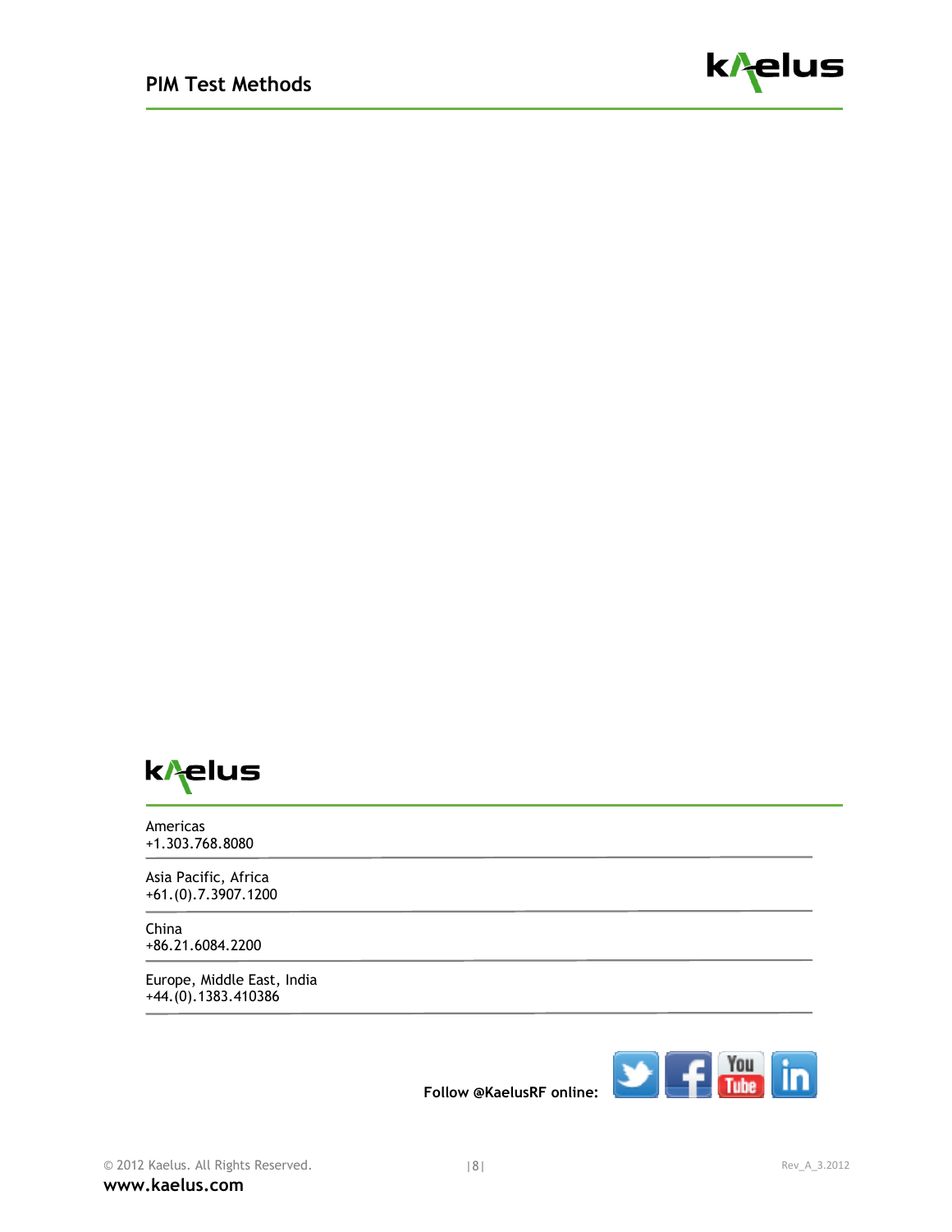Americas
+1.303.768.8080

Asia Pacific, Africa
+61.(0).7.3907.1200

China
+86.21.6084.2200

Europe, Middle East, India
+44.(0).1383.410386

**Follow @KaelusRF online:**

© 2012 Kaelus. All Rights Reserved.

**www.kaelus.com**

Rev_A_3.2012